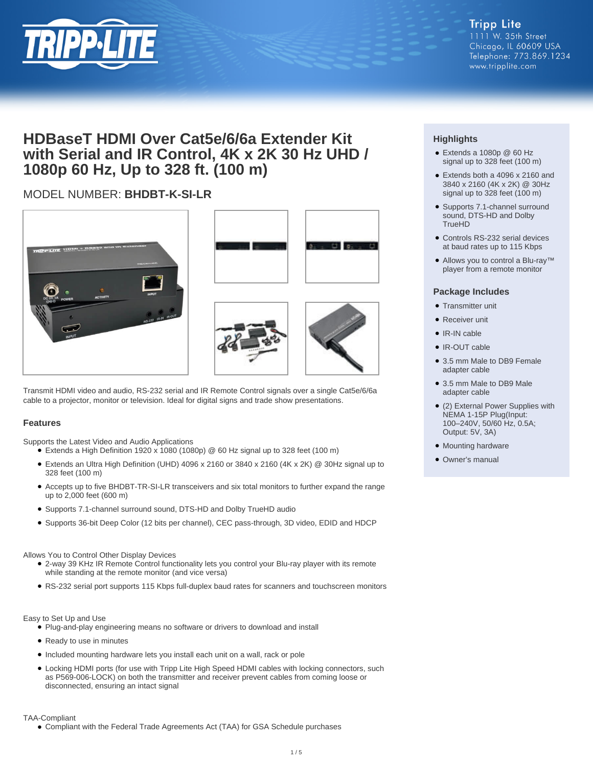Tripp Lite
1111 W. 35th Street
Chicago, IL 60609 USA
Telephone: 773.869.1234
www.tripplite.com

# HDBaseT HDMI Over Cat5e/6/6a Extender Kit with Serial and IR Control, 4K x 2K 30 Hz UHD / 1080p 60 Hz, Up to 328 ft. (100 m)

MODEL NUMBER: **BHDBT-K-SI-LR**

Transmit HDMI video and audio, RS-232 serial and IR Remote Control signals over a single Cat5e/6/6a cable to a projector, monitor or television. Ideal for digital signs and trade show presentations.

## Highlights

- Extends a 1080p @ 60 Hz signal up to 328 feet (100 m)
- Extends both a 4096 x 2160 and 3840 x 2160 (4K x 2K) @ 30Hz signal up to 328 feet (100 m)
- Supports 7.1-channel surround sound, DTS-HD and Dolby TrueHD
- Controls RS-232 serial devices at baud rates up to 115 Kbps
- Allows you to control a Blu-ray™ player from a remote monitor

## Package Includes

- Transmitter unit
- Receiver unit
- IR-IN cable
- IR-OUT cable
- 3.5 mm Male to DB9 Female adapter cable
- 3.5 mm Male to DB9 Male adapter cable
- (2) External Power Supplies with NEMA 1-15P Plug(Input: 100–240V, 50/60 Hz, 0.5A; Output: 5V, 3A)
- Mounting hardware
- Owner's manual

## Features

Supports the Latest Video and Audio Applications

- Extends a High Definition 1920 x 1080 (1080p) @ 60 Hz signal up to 328 feet (100 m)
- Extends an Ultra High Definition (UHD) 4096 x 2160 or 3840 x 2160 (4K x 2K) @ 30Hz signal up to 328 feet (100 m)
- Accepts up to five BHDBT-TR-SI-LR transceivers and six total monitors to further expand the range up to 2,000 feet (600 m)
- Supports 7.1-channel surround sound, DTS-HD and Dolby TrueHD audio
- Supports 36-bit Deep Color (12 bits per channel), CEC pass-through, 3D video, EDID and HDCP

Allows You to Control Other Display Devices

- 2-way 39 KHz IR Remote Control functionality lets you control your Blu-ray player with its remote while standing at the remote monitor (and vice versa)
- RS-232 serial port supports 115 Kbps full-duplex baud rates for scanners and touchscreen monitors

Easy to Set Up and Use

- Plug-and-play engineering means no software or drivers to download and install
- Ready to use in minutes
- Included mounting hardware lets you install each unit on a wall, rack or pole
- Locking HDMI ports (for use with Tripp Lite High Speed HDMI cables with locking connectors, such as P569-006-LOCK) on both the transmitter and receiver prevent cables from coming loose or disconnected, ensuring an intact signal

TAA-Compliant

- Compliant with the Federal Trade Agreements Act (TAA) for GSA Schedule purchases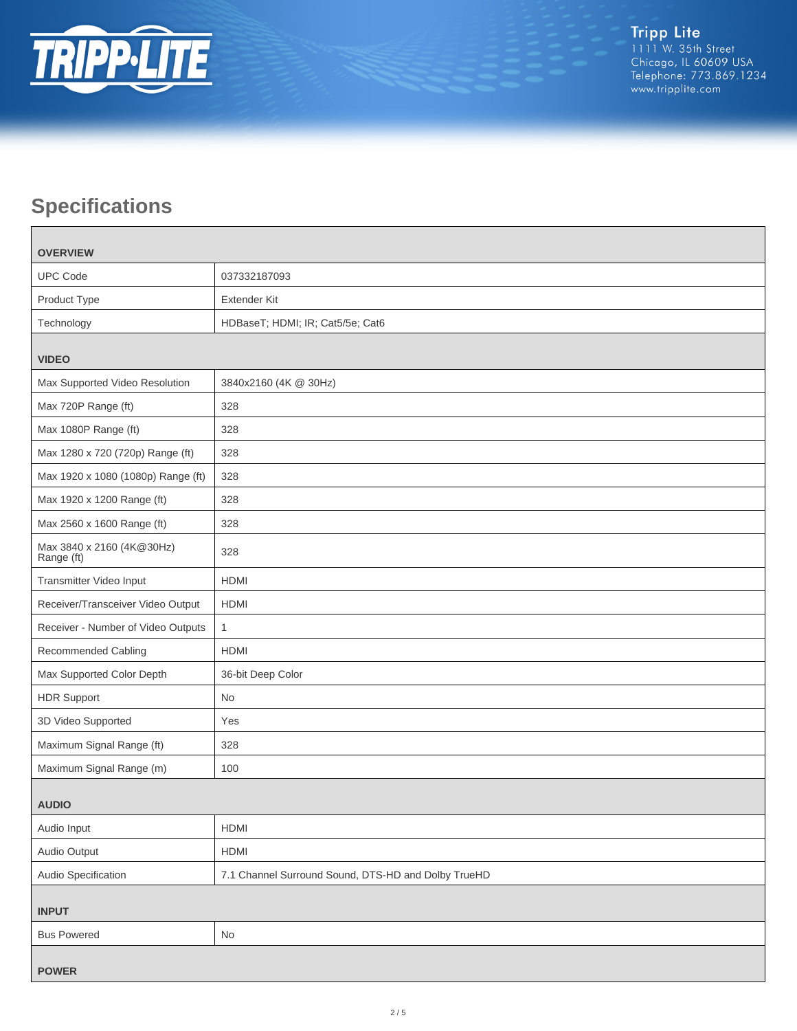## Specifications

| OVERVIEW | |
|---|---|
| UPC Code | 037332187093 |
| Product Type | Extender Kit |
| Technology | HDBaseT; HDMI; IR; Cat5/5e; Cat6 |
| **VIDEO** | |
| Max Supported Video Resolution | 3840x2160 (4K @ 30Hz) |
| Max 720P Range (ft) | 328 |
| Max 1080P Range (ft) | 328 |
| Max 1280 x 720 (720p) Range (ft) | 328 |
| Max 1920 x 1080 (1080p) Range (ft) | 328 |
| Max 1920 x 1200 Range (ft) | 328 |
| Max 2560 x 1600 Range (ft) | 328 |
| Max 3840 x 2160 (4K@30Hz) Range (ft) | 328 |
| Transmitter Video Input | HDMI |
| Receiver/Transceiver Video Output | HDMI |
| Receiver - Number of Video Outputs | 1 |
| Recommended Cabling | HDMI |
| Max Supported Color Depth | 36-bit Deep Color |
| HDR Support | No |
| 3D Video Supported | Yes |
| Maximum Signal Range (ft) | 328 |
| Maximum Signal Range (m) | 100 |
| **AUDIO** | |
| Audio Input | HDMI |
| Audio Output | HDMI |
| Audio Specification | 7.1 Channel Surround Sound, DTS-HD and Dolby TrueHD |
| **INPUT** | |
| Bus Powered | No |
| **POWER** | |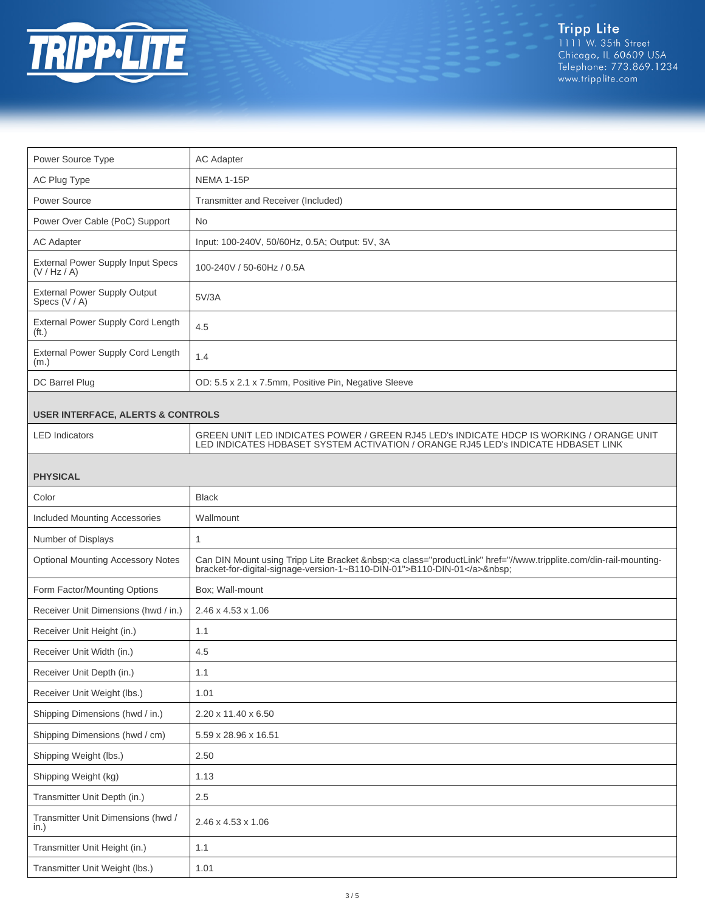| | |
|---|---|
| Power Source Type | AC Adapter |
| AC Plug Type | NEMA 1-15P |
| Power Source | Transmitter and Receiver (Included) |
| Power Over Cable (PoC) Support | No |
| AC Adapter | Input: 100-240V, 50/60Hz, 0.5A; Output: 5V, 3A |
| External Power Supply Input Specs (V / Hz / A) | 100-240V / 50-60Hz / 0.5A |
| External Power Supply Output Specs (V / A) | 5V/3A |
| External Power Supply Cord Length (ft.) | 4.5 |
| External Power Supply Cord Length (m.) | 1.4 |
| DC Barrel Plug | OD: 5.5 x 2.1 x 7.5mm, Positive Pin, Negative Sleeve |
| **USER INTERFACE, ALERTS & CONTROLS** | |
| LED Indicators | GREEN UNIT LED INDICATES POWER / GREEN RJ45 LED's INDICATE HDCP IS WORKING / ORANGE UNIT LED INDICATES HDBASET SYSTEM ACTIVATION / ORANGE RJ45 LED's INDICATE HDBASET LINK |
| **PHYSICAL** | |
| Color | Black |
| Included Mounting Accessories | Wallmount |
| Number of Displays | 1 |
| Optional Mounting Accessory Notes | Can DIN Mount using Tripp Lite Bracket &nbsp;<a class="productLink" href="//www.tripplite.com/din-rail-mounting-bracket-for-digital-signage-version-1~B110-DIN-01">B110-DIN-01</a>&nbsp; |
| Form Factor/Mounting Options | Box; Wall-mount |
| Receiver Unit Dimensions (hwd / in.) | 2.46 x 4.53 x 1.06 |
| Receiver Unit Height (in.) | 1.1 |
| Receiver Unit Width (in.) | 4.5 |
| Receiver Unit Depth (in.) | 1.1 |
| Receiver Unit Weight (lbs.) | 1.01 |
| Shipping Dimensions (hwd / in.) | 2.20 x 11.40 x 6.50 |
| Shipping Dimensions (hwd / cm) | 5.59 x 28.96 x 16.51 |
| Shipping Weight (lbs.) | 2.50 |
| Shipping Weight (kg) | 1.13 |
| Transmitter Unit Depth (in.) | 2.5 |
| Transmitter Unit Dimensions (hwd / in.) | 2.46 x 4.53 x 1.06 |
| Transmitter Unit Height (in.) | 1.1 |
| Transmitter Unit Weight (lbs.) | 1.01 |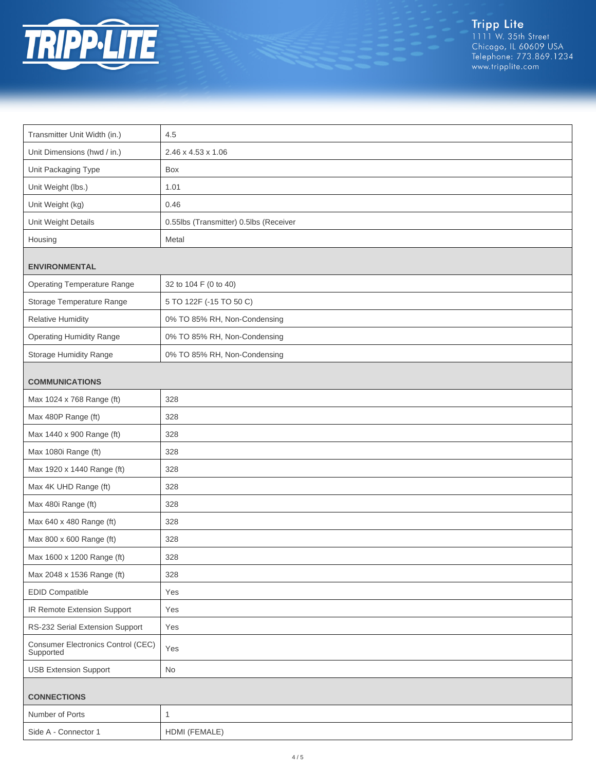| | |
|---|---|
| Transmitter Unit Width (in.) | 4.5 |
| Unit Dimensions (hwd / in.) | 2.46 x 4.53 x 1.06 |
| Unit Packaging Type | Box |
| Unit Weight (lbs.) | 1.01 |
| Unit Weight (kg) | 0.46 |
| Unit Weight Details | 0.55lbs (Transmitter) 0.5lbs (Receiver |
| Housing | Metal |
| **ENVIRONMENTAL** | |
| Operating Temperature Range | 32 to 104 F (0 to 40) |
| Storage Temperature Range | 5 TO 122F (-15 TO 50 C) |
| Relative Humidity | 0% TO 85% RH, Non-Condensing |
| Operating Humidity Range | 0% TO 85% RH, Non-Condensing |
| Storage Humidity Range | 0% TO 85% RH, Non-Condensing |
| **COMMUNICATIONS** | |
| Max 1024 x 768 Range (ft) | 328 |
| Max 480P Range (ft) | 328 |
| Max 1440 x 900 Range (ft) | 328 |
| Max 1080i Range (ft) | 328 |
| Max 1920 x 1440 Range (ft) | 328 |
| Max 4K UHD Range (ft) | 328 |
| Max 480i Range (ft) | 328 |
| Max 640 x 480 Range (ft) | 328 |
| Max 800 x 600 Range (ft) | 328 |
| Max 1600 x 1200 Range (ft) | 328 |
| Max 2048 x 1536 Range (ft) | 328 |
| EDID Compatible | Yes |
| IR Remote Extension Support | Yes |
| RS-232 Serial Extension Support | Yes |
| Consumer Electronics Control (CEC) Supported | Yes |
| USB Extension Support | No |
| **CONNECTIONS** | |
| Number of Ports | 1 |
| Side A - Connector 1 | HDMI (FEMALE) |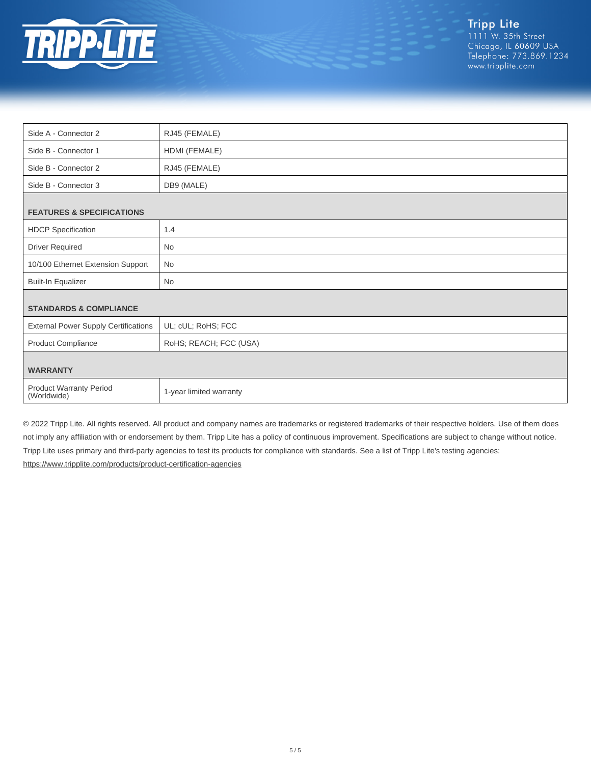Tripp Lite
1111 W. 35th Street
Chicago, IL 60609 USA
Telephone: 773.869.1234
www.tripplite.com

| | |
|---|---|
| Side A - Connector 2 | RJ45 (FEMALE) |
| Side B - Connector 1 | HDMI (FEMALE) |
| Side B - Connector 2 | RJ45 (FEMALE) |
| Side B - Connector 3 | DB9 (MALE) |
| **FEATURES & SPECIFICATIONS** | |
| HDCP Specification | 1.4 |
| Driver Required | No |
| 10/100 Ethernet Extension Support | No |
| Built-In Equalizer | No |
| **STANDARDS & COMPLIANCE** | |
| External Power Supply Certifications | UL; cUL; RoHS; FCC |
| Product Compliance | RoHS; REACH; FCC (USA) |
| **WARRANTY** | |
| Product Warranty Period (Worldwide) | 1-year limited warranty |

© 2022 Tripp Lite. All rights reserved. All product and company names are trademarks or registered trademarks of their respective holders. Use of them does not imply any affiliation with or endorsement by them. Tripp Lite has a policy of continuous improvement. Specifications are subject to change without notice. Tripp Lite uses primary and third-party agencies to test its products for compliance with standards. See a list of Tripp Lite's testing agencies: https://www.tripplite.com/products/product-certification-agencies